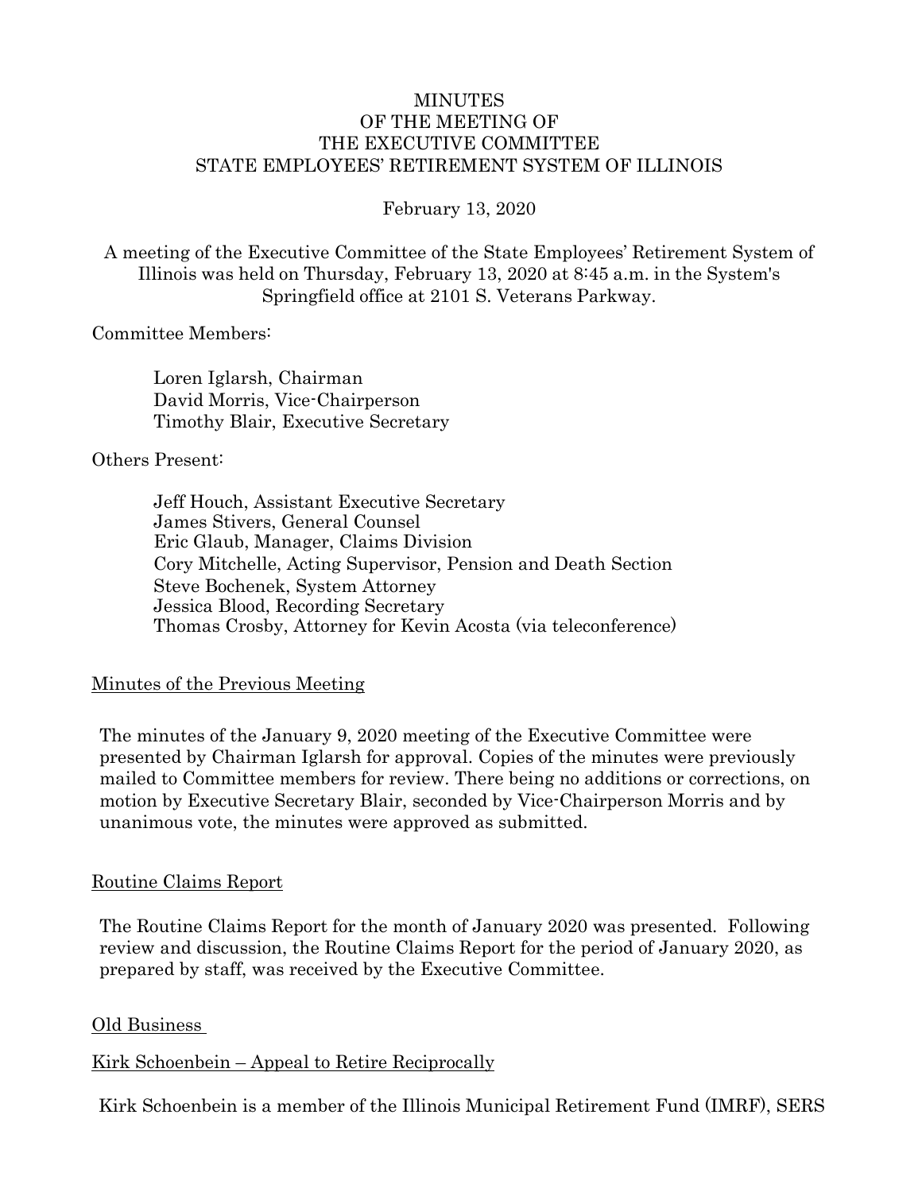# MINUTES
# OF THE MEETING OF
# THE EXECUTIVE COMMITTEE
# STATE EMPLOYEES' RETIREMENT SYSTEM OF ILLINOIS

February 13, 2020

A meeting of the Executive Committee of the State Employees' Retirement System of Illinois was held on Thursday, February 13, 2020 at 8:45 a.m. in the System's Springfield office at 2101 S. Veterans Parkway.

Committee Members:

Loren Iglarsh, Chairman
David Morris, Vice-Chairperson
Timothy Blair, Executive Secretary

Others Present:

Jeff Houch, Assistant Executive Secretary
James Stivers, General Counsel
Eric Glaub, Manager, Claims Division
Cory Mitchelle, Acting Supervisor, Pension and Death Section
Steve Bochenek, System Attorney
Jessica Blood, Recording Secretary
Thomas Crosby, Attorney for Kevin Acosta (via teleconference)

## Minutes of the Previous Meeting

The minutes of the January 9, 2020 meeting of the Executive Committee were presented by Chairman Iglarsh for approval. Copies of the minutes were previously mailed to Committee members for review. There being no additions or corrections, on motion by Executive Secretary Blair, seconded by Vice-Chairperson Morris and by unanimous vote, the minutes were approved as submitted.

## Routine Claims Report

The Routine Claims Report for the month of January 2020 was presented. Following review and discussion, the Routine Claims Report for the period of January 2020, as prepared by staff, was received by the Executive Committee.

## Old Business

### Kirk Schoenbein – Appeal to Retire Reciprocally

Kirk Schoenbein is a member of the Illinois Municipal Retirement Fund (IMRF), SERS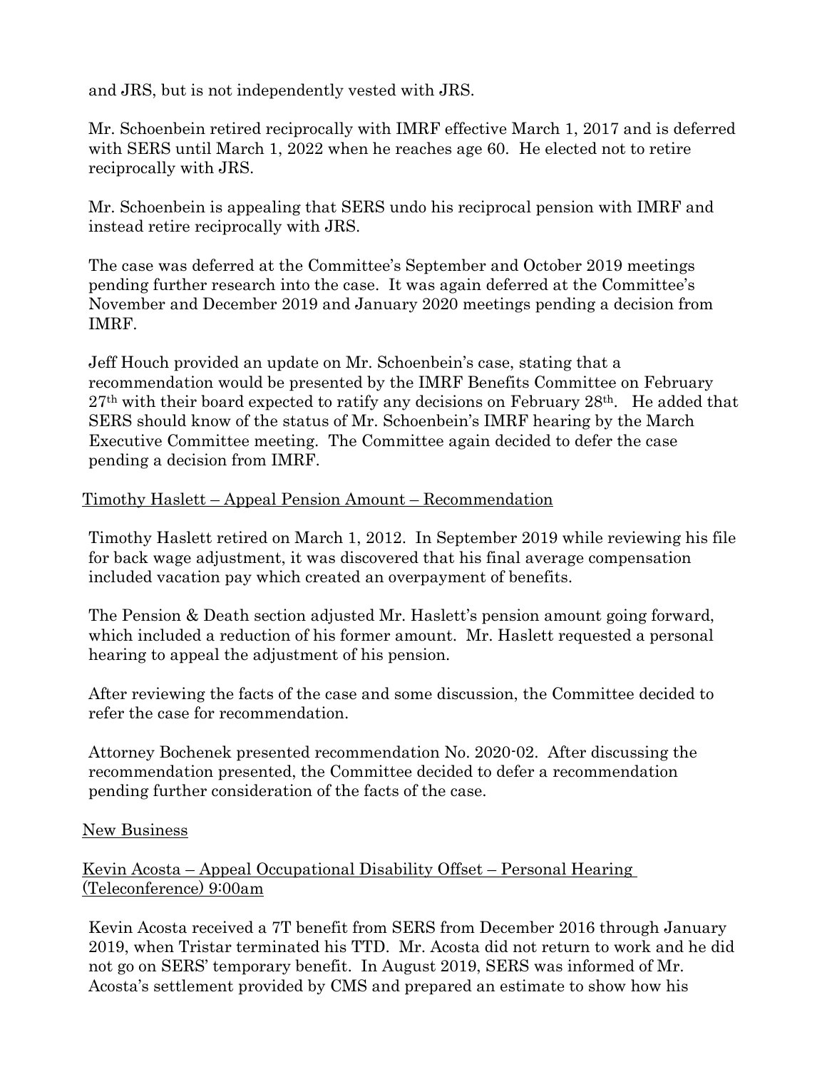and JRS, but is not independently vested with JRS.

Mr. Schoenbein retired reciprocally with IMRF effective March 1, 2017 and is deferred with SERS until March 1, 2022 when he reaches age 60. He elected not to retire reciprocally with JRS.

Mr. Schoenbein is appealing that SERS undo his reciprocal pension with IMRF and instead retire reciprocally with JRS.

The case was deferred at the Committee's September and October 2019 meetings pending further research into the case. It was again deferred at the Committee's November and December 2019 and January 2020 meetings pending a decision from IMRF.

Jeff Houch provided an update on Mr. Schoenbein's case, stating that a recommendation would be presented by the IMRF Benefits Committee on February 27th with their board expected to ratify any decisions on February 28th. He added that SERS should know of the status of Mr. Schoenbein's IMRF hearing by the March Executive Committee meeting. The Committee again decided to defer the case pending a decision from IMRF.

Timothy Haslett – Appeal Pension Amount – Recommendation

Timothy Haslett retired on March 1, 2012. In September 2019 while reviewing his file for back wage adjustment, it was discovered that his final average compensation included vacation pay which created an overpayment of benefits.

The Pension & Death section adjusted Mr. Haslett's pension amount going forward, which included a reduction of his former amount. Mr. Haslett requested a personal hearing to appeal the adjustment of his pension.

After reviewing the facts of the case and some discussion, the Committee decided to refer the case for recommendation.

Attorney Bochenek presented recommendation No. 2020-02. After discussing the recommendation presented, the Committee decided to defer a recommendation pending further consideration of the facts of the case.

New Business

Kevin Acosta – Appeal Occupational Disability Offset – Personal Hearing (Teleconference) 9:00am

Kevin Acosta received a 7T benefit from SERS from December 2016 through January 2019, when Tristar terminated his TTD. Mr. Acosta did not return to work and he did not go on SERS' temporary benefit. In August 2019, SERS was informed of Mr. Acosta's settlement provided by CMS and prepared an estimate to show how his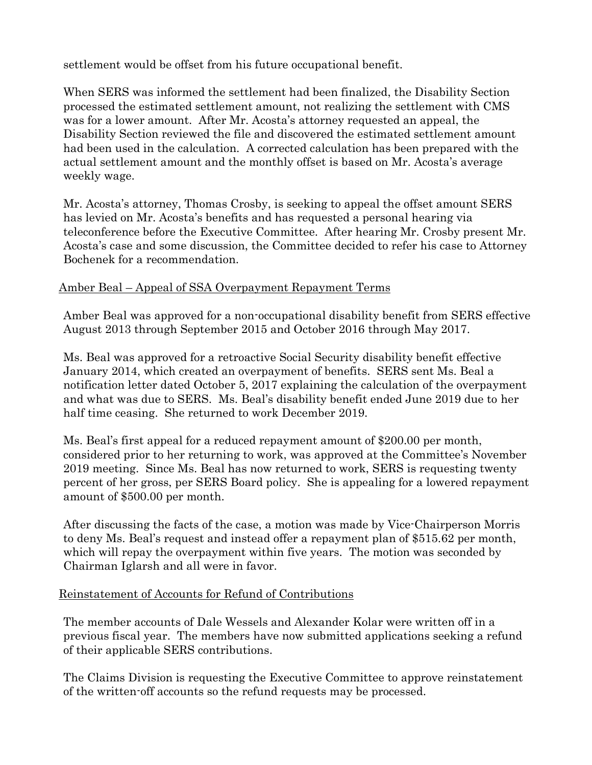settlement would be offset from his future occupational benefit.

When SERS was informed the settlement had been finalized, the Disability Section processed the estimated settlement amount, not realizing the settlement with CMS was for a lower amount. After Mr. Acosta's attorney requested an appeal, the Disability Section reviewed the file and discovered the estimated settlement amount had been used in the calculation. A corrected calculation has been prepared with the actual settlement amount and the monthly offset is based on Mr. Acosta's average weekly wage.

Mr. Acosta's attorney, Thomas Crosby, is seeking to appeal the offset amount SERS has levied on Mr. Acosta's benefits and has requested a personal hearing via teleconference before the Executive Committee. After hearing Mr. Crosby present Mr. Acosta's case and some discussion, the Committee decided to refer his case to Attorney Bochenek for a recommendation.

Amber Beal – Appeal of SSA Overpayment Repayment Terms

Amber Beal was approved for a non-occupational disability benefit from SERS effective August 2013 through September 2015 and October 2016 through May 2017.

Ms. Beal was approved for a retroactive Social Security disability benefit effective January 2014, which created an overpayment of benefits. SERS sent Ms. Beal a notification letter dated October 5, 2017 explaining the calculation of the overpayment and what was due to SERS. Ms. Beal's disability benefit ended June 2019 due to her half time ceasing. She returned to work December 2019.

Ms. Beal's first appeal for a reduced repayment amount of $200.00 per month, considered prior to her returning to work, was approved at the Committee's November 2019 meeting. Since Ms. Beal has now returned to work, SERS is requesting twenty percent of her gross, per SERS Board policy. She is appealing for a lowered repayment amount of $500.00 per month.

After discussing the facts of the case, a motion was made by Vice-Chairperson Morris to deny Ms. Beal's request and instead offer a repayment plan of $515.62 per month, which will repay the overpayment within five years. The motion was seconded by Chairman Iglarsh and all were in favor.

Reinstatement of Accounts for Refund of Contributions

The member accounts of Dale Wessels and Alexander Kolar were written off in a previous fiscal year. The members have now submitted applications seeking a refund of their applicable SERS contributions.

The Claims Division is requesting the Executive Committee to approve reinstatement of the written-off accounts so the refund requests may be processed.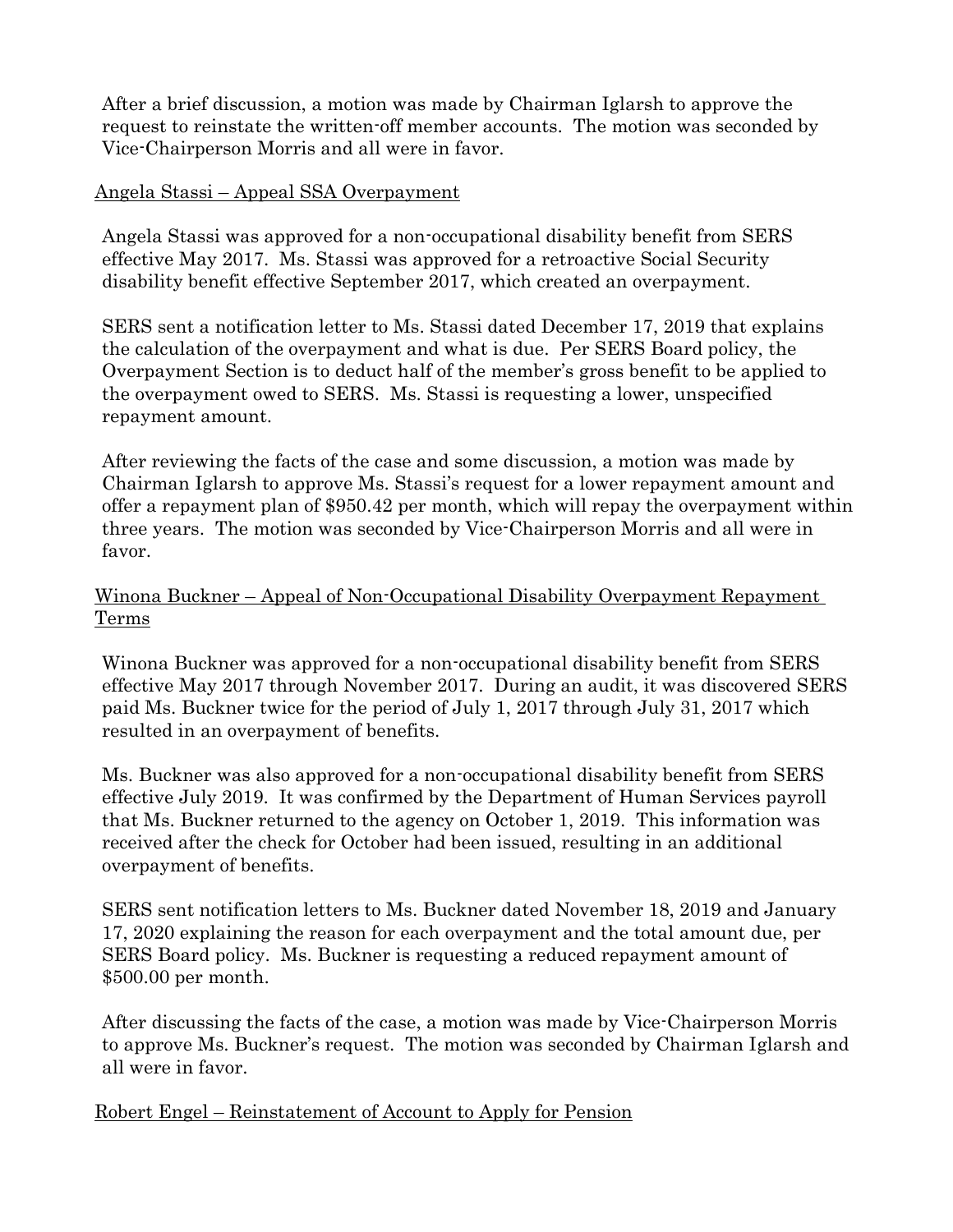After a brief discussion, a motion was made by Chairman Iglarsh to approve the request to reinstate the written-off member accounts. The motion was seconded by Vice-Chairperson Morris and all were in favor.

<u>Angela Stassi – Appeal SSA Overpayment</u>

Angela Stassi was approved for a non-occupational disability benefit from SERS effective May 2017. Ms. Stassi was approved for a retroactive Social Security disability benefit effective September 2017, which created an overpayment.

SERS sent a notification letter to Ms. Stassi dated December 17, 2019 that explains the calculation of the overpayment and what is due. Per SERS Board policy, the Overpayment Section is to deduct half of the member's gross benefit to be applied to the overpayment owed to SERS. Ms. Stassi is requesting a lower, unspecified repayment amount.

After reviewing the facts of the case and some discussion, a motion was made by Chairman Iglarsh to approve Ms. Stassi's request for a lower repayment amount and offer a repayment plan of $950.42 per month, which will repay the overpayment within three years. The motion was seconded by Vice-Chairperson Morris and all were in favor.

<u>Winona Buckner – Appeal of Non-Occupational Disability Overpayment Repayment Terms</u>

Winona Buckner was approved for a non-occupational disability benefit from SERS effective May 2017 through November 2017. During an audit, it was discovered SERS paid Ms. Buckner twice for the period of July 1, 2017 through July 31, 2017 which resulted in an overpayment of benefits.

Ms. Buckner was also approved for a non-occupational disability benefit from SERS effective July 2019. It was confirmed by the Department of Human Services payroll that Ms. Buckner returned to the agency on October 1, 2019. This information was received after the check for October had been issued, resulting in an additional overpayment of benefits.

SERS sent notification letters to Ms. Buckner dated November 18, 2019 and January 17, 2020 explaining the reason for each overpayment and the total amount due, per SERS Board policy. Ms. Buckner is requesting a reduced repayment amount of $500.00 per month.

After discussing the facts of the case, a motion was made by Vice-Chairperson Morris to approve Ms. Buckner's request. The motion was seconded by Chairman Iglarsh and all were in favor.

<u>Robert Engel – Reinstatement of Account to Apply for Pension</u>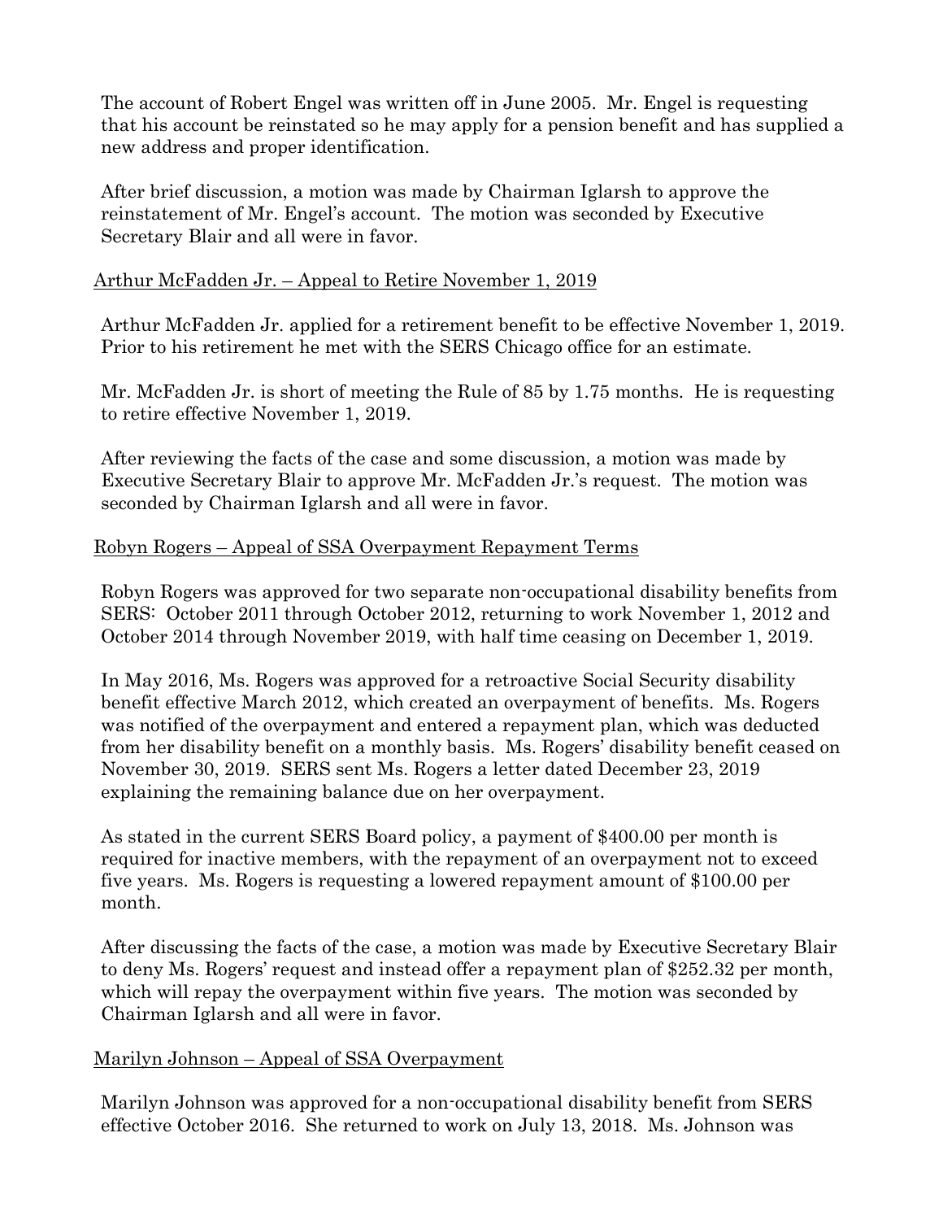The account of Robert Engel was written off in June 2005. Mr. Engel is requesting that his account be reinstated so he may apply for a pension benefit and has supplied a new address and proper identification.

After brief discussion, a motion was made by Chairman Iglarsh to approve the reinstatement of Mr. Engel's account. The motion was seconded by Executive Secretary Blair and all were in favor.

<u>Arthur McFadden Jr. – Appeal to Retire November 1, 2019</u>

Arthur McFadden Jr. applied for a retirement benefit to be effective November 1, 2019. Prior to his retirement he met with the SERS Chicago office for an estimate.

Mr. McFadden Jr. is short of meeting the Rule of 85 by 1.75 months. He is requesting to retire effective November 1, 2019.

After reviewing the facts of the case and some discussion, a motion was made by Executive Secretary Blair to approve Mr. McFadden Jr.'s request. The motion was seconded by Chairman Iglarsh and all were in favor.

<u>Robyn Rogers – Appeal of SSA Overpayment Repayment Terms</u>

Robyn Rogers was approved for two separate non-occupational disability benefits from SERS: October 2011 through October 2012, returning to work November 1, 2012 and October 2014 through November 2019, with half time ceasing on December 1, 2019.

In May 2016, Ms. Rogers was approved for a retroactive Social Security disability benefit effective March 2012, which created an overpayment of benefits. Ms. Rogers was notified of the overpayment and entered a repayment plan, which was deducted from her disability benefit on a monthly basis. Ms. Rogers' disability benefit ceased on November 30, 2019. SERS sent Ms. Rogers a letter dated December 23, 2019 explaining the remaining balance due on her overpayment.

As stated in the current SERS Board policy, a payment of $400.00 per month is required for inactive members, with the repayment of an overpayment not to exceed five years. Ms. Rogers is requesting a lowered repayment amount of $100.00 per month.

After discussing the facts of the case, a motion was made by Executive Secretary Blair to deny Ms. Rogers' request and instead offer a repayment plan of $252.32 per month, which will repay the overpayment within five years. The motion was seconded by Chairman Iglarsh and all were in favor.

<u>Marilyn Johnson – Appeal of SSA Overpayment</u>

Marilyn Johnson was approved for a non-occupational disability benefit from SERS effective October 2016. She returned to work on July 13, 2018. Ms. Johnson was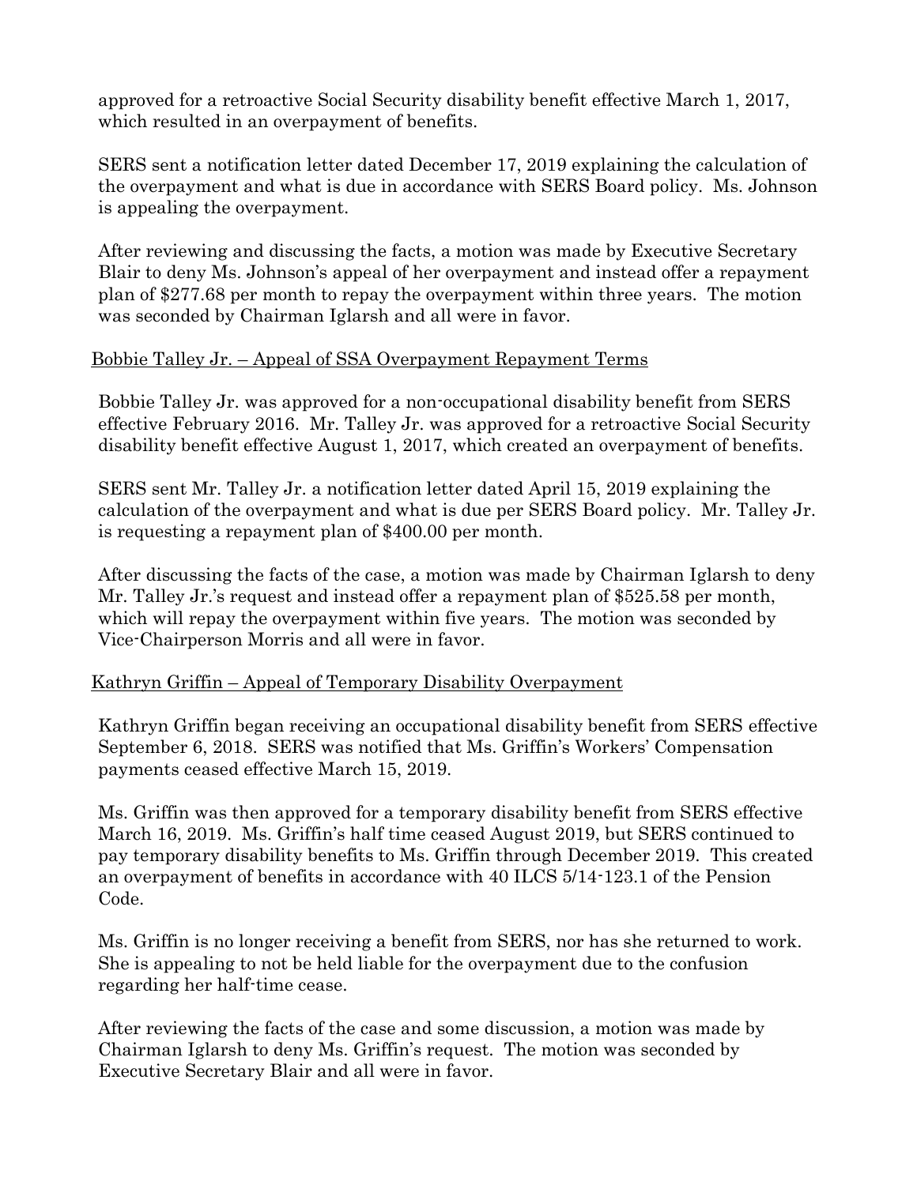approved for a retroactive Social Security disability benefit effective March 1, 2017, which resulted in an overpayment of benefits.

SERS sent a notification letter dated December 17, 2019 explaining the calculation of the overpayment and what is due in accordance with SERS Board policy. Ms. Johnson is appealing the overpayment.

After reviewing and discussing the facts, a motion was made by Executive Secretary Blair to deny Ms. Johnson's appeal of her overpayment and instead offer a repayment plan of $277.68 per month to repay the overpayment within three years. The motion was seconded by Chairman Iglarsh and all were in favor.

<u>Bobbie Talley Jr. – Appeal of SSA Overpayment Repayment Terms</u>

Bobbie Talley Jr. was approved for a non-occupational disability benefit from SERS effective February 2016. Mr. Talley Jr. was approved for a retroactive Social Security disability benefit effective August 1, 2017, which created an overpayment of benefits.

SERS sent Mr. Talley Jr. a notification letter dated April 15, 2019 explaining the calculation of the overpayment and what is due per SERS Board policy. Mr. Talley Jr. is requesting a repayment plan of $400.00 per month.

After discussing the facts of the case, a motion was made by Chairman Iglarsh to deny Mr. Talley Jr.'s request and instead offer a repayment plan of $525.58 per month, which will repay the overpayment within five years. The motion was seconded by Vice-Chairperson Morris and all were in favor.

<u>Kathryn Griffin – Appeal of Temporary Disability Overpayment</u>

Kathryn Griffin began receiving an occupational disability benefit from SERS effective September 6, 2018. SERS was notified that Ms. Griffin's Workers' Compensation payments ceased effective March 15, 2019.

Ms. Griffin was then approved for a temporary disability benefit from SERS effective March 16, 2019. Ms. Griffin's half time ceased August 2019, but SERS continued to pay temporary disability benefits to Ms. Griffin through December 2019. This created an overpayment of benefits in accordance with 40 ILCS 5/14-123.1 of the Pension Code.

Ms. Griffin is no longer receiving a benefit from SERS, nor has she returned to work. She is appealing to not be held liable for the overpayment due to the confusion regarding her half-time cease.

After reviewing the facts of the case and some discussion, a motion was made by Chairman Iglarsh to deny Ms. Griffin's request. The motion was seconded by Executive Secretary Blair and all were in favor.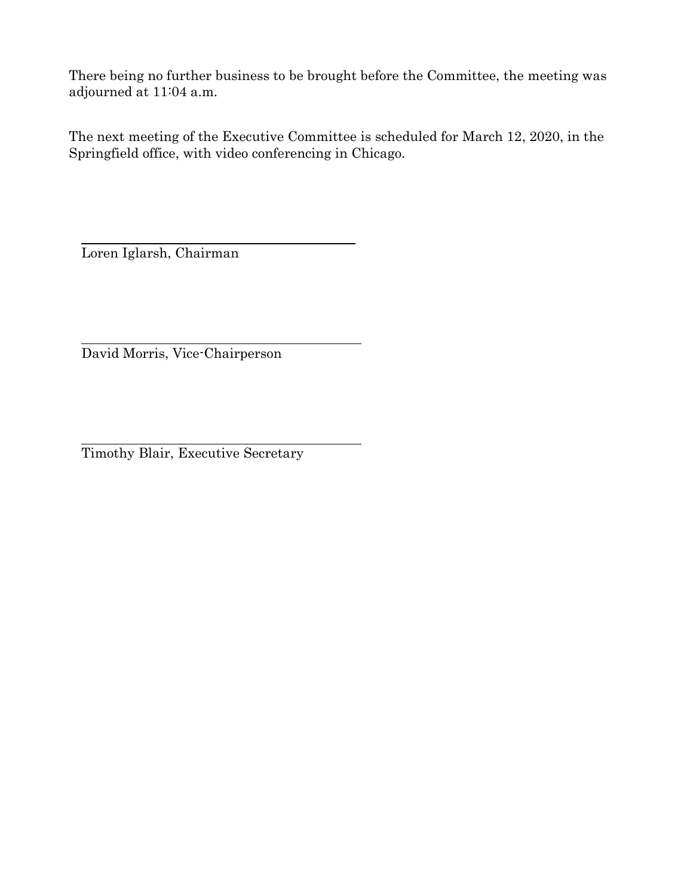There being no further business to be brought before the Committee, the meeting was adjourned at 11:04 a.m.

The next meeting of the Executive Committee is scheduled for March 12, 2020, in the Springfield office, with video conferencing in Chicago.

\_\_\_\_\_\_\_\_\_\_\_\_\_\_\_\_\_\_\_\_\_\_\_\_\_\_\_\_\_\_\_\_\_\_\_\_\_\_\_\_

Loren Iglarsh, Chairman

\_\_\_\_\_\_\_\_\_\_\_\_\_\_\_\_\_\_\_\_\_\_\_\_\_\_\_\_\_\_\_\_\_\_\_\_\_\_\_\_

David Morris, Vice-Chairperson

\_\_\_\_\_\_\_\_\_\_\_\_\_\_\_\_\_\_\_\_\_\_\_\_\_\_\_\_\_\_\_\_\_\_\_\_\_\_\_\_

Timothy Blair, Executive Secretary